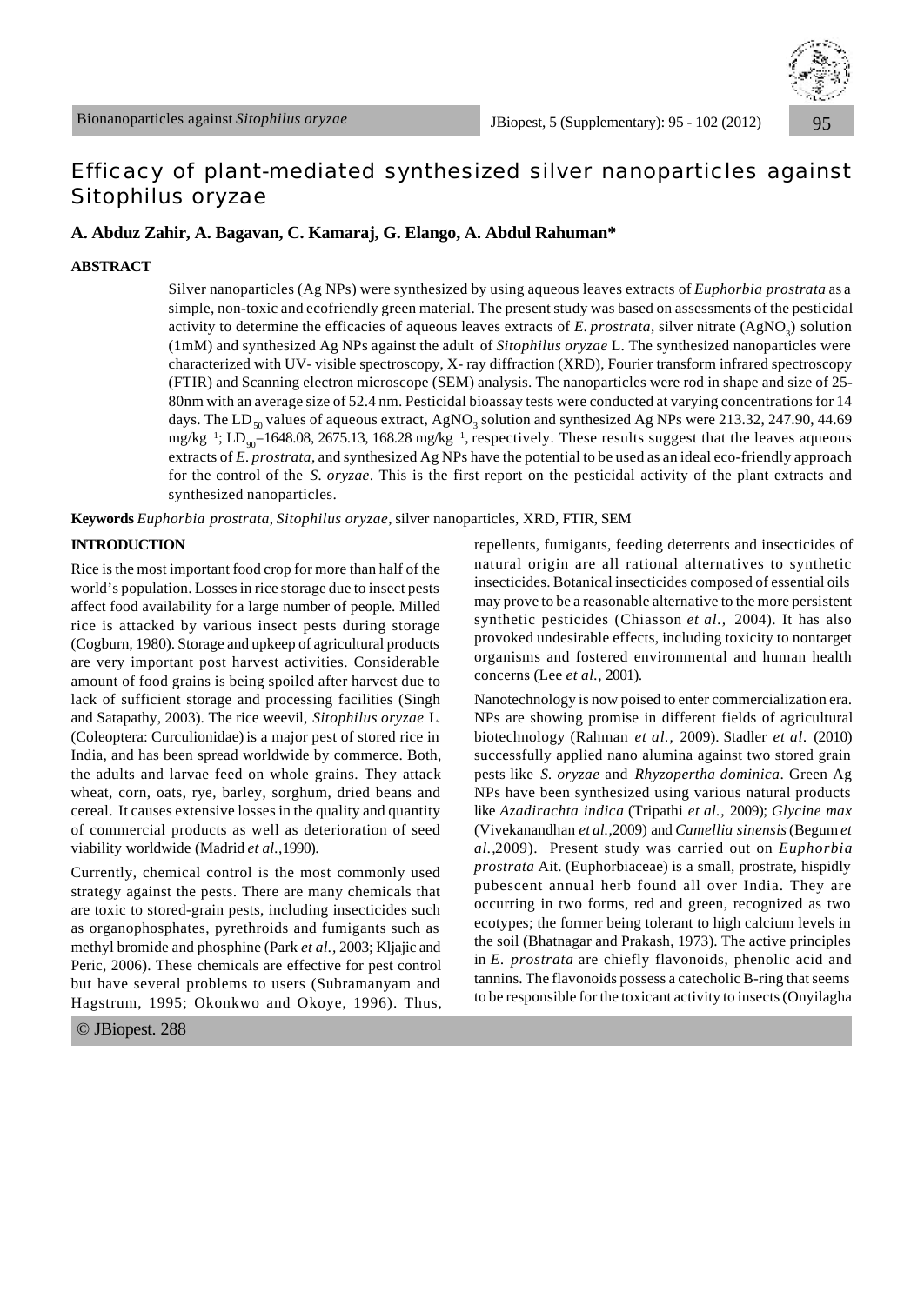# Efficacy of plant-mediated synthesized silver nanoparticles against Sitophilus oryzae

**A. Abduz Zahir, A. Bagavan, C. Kamaraj, G. Elango, A. Abdul Rahuman***

## ABSTRACT

Silver nanoparticles (Ag NPs) were synthesized by using aqueous leaves extracts of *Euphorbia prostrata* as a simple, non-toxic and ecofriendly green material. The present study was based on assessments of the pesticidal activity to determine the efficacies of aqueous leaves extracts of *E. prostrata*, silver nitrate ($AgNO_3$) solution (1mM) and synthesized Ag NPs against the adult of *Sitophilus oryzae* L. The synthesized nanoparticles were characterized with UV- visible spectroscopy, X- ray diffraction (XRD), Fourier transform infrared spectroscopy (FTIR) and Scanning electron microscope (SEM) analysis. The nanoparticles were rod in shape and size of 25-80nm with an average size of 52.4 nm. Pesticidal bioassay tests were conducted at varying concentrations for 14 days. The $LD_{50}$ values of aqueous extract, $AgNO_3$ solution and synthesized Ag NPs were 213.32, 247.90, 44.69 mg/kg $^{-1}$; $LD_{90}$=1648.08, 2675.13, 168.28 mg/kg $^{-1}$, respectively. These results suggest that the leaves aqueous extracts of *E. prostrata*, and synthesized Ag NPs have the potential to be used as an ideal eco-friendly approach for the control of the *S. oryzae*. This is the first report on the pesticidal activity of the plant extracts and synthesized nanoparticles.

**Keywords** *Euphorbia prostrata*, *Sitophilus oryzae*, silver nanoparticles, XRD, FTIR, SEM

## INTRODUCTION

Rice is the most important food crop for more than half of the world's population. Losses in rice storage due to insect pests affect food availability for a large number of people. Milled rice is attacked by various insect pests during storage (Cogburn, 1980). Storage and upkeep of agricultural products are very important post harvest activities. Considerable amount of food grains is being spoiled after harvest due to lack of sufficient storage and processing facilities (Singh and Satapathy, 2003). The rice weevil, *Sitophilus oryzae* L. (Coleoptera: Curculionidae) is a major pest of stored rice in India, and has been spread worldwide by commerce. Both, the adults and larvae feed on whole grains. They attack wheat, corn, oats, rye, barley, sorghum, dried beans and cereal. It causes extensive losses in the quality and quantity of commercial products as well as deterioration of seed viability worldwide (Madrid *et al.*,1990).

Currently, chemical control is the most commonly used strategy against the pests. There are many chemicals that are toxic to stored-grain pests, including insecticides such as organophosphates, pyrethroids and fumigants such as methyl bromide and phosphine (Park *et al.*, 2003; Kljajic and Peric, 2006). These chemicals are effective for pest control but have several problems to users (Subramanyam and Hagstrum, 1995; Okonkwo and Okoye, 1996). Thus, repellents, fumigants, feeding deterrents and insecticides of natural origin are all rational alternatives to synthetic insecticides. Botanical insecticides composed of essential oils may prove to be a reasonable alternative to the more persistent synthetic pesticides (Chiasson *et al.,* 2004). It has also provoked undesirable effects, including toxicity to nontarget organisms and fostered environmental and human health concerns (Lee *et al.,* 2001).

Nanotechnology is now poised to enter commercialization era. NPs are showing promise in different fields of agricultural biotechnology (Rahman *et al.,* 2009). Stadler *et al*. (2010) successfully applied nano alumina against two stored grain pests like *S. oryzae* and *Rhyzopertha dominica*. Green Ag NPs have been synthesized using various natural products like *Azadirachta indica* (Tripathi *et al.,* 2009); *Glycine max* (Vivekanandhan *et al.*,2009) and *Camellia sinensis* (Begum *et al*.,2009). Present study was carried out on *Euphorbia prostrata* Ait. (Euphorbiaceae) is a small, prostrate, hispidly pubescent annual herb found all over India. They are occurring in two forms, red and green, recognized as two ecotypes; the former being tolerant to high calcium levels in the soil (Bhatnagar and Prakash, 1973). The active principles in *E. prostrata* are chiefly flavonoids, phenolic acid and tannins. The flavonoids possess a catecholic B-ring that seems to be responsible for the toxicant activity to insects (Onyilagha

© JBiopest. 288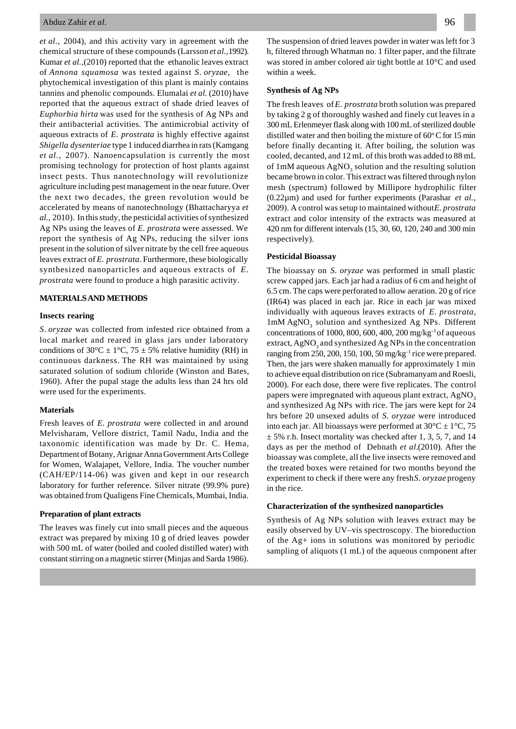*et al.*, 2004), and this activity vary in agreement with the chemical structure of these compounds (Larsson *et al.*,1992). Kumar *et al.*,(2010) reported that the ethanolic leaves extract of *Annona squamosa* was tested against *S. oryzae*, the phytochemical investigation of this plant is mainly contains tannins and phenolic compounds. Elumalai *et al.* (2010) have reported that the aqueous extract of shade dried leaves of *Euphorbia hirta* was used for the synthesis of Ag NPs and their antibacterial activities. The antimicrobial activity of aqueous extracts of *E. prostrata* is highly effective against *Shigella dysenteriae* type 1 induced diarrhea in rats (Kamgang *et al.*, 2007). Nanoencapsulation is currently the most promising technology for protection of host plants against insect pests. Thus nanotechnology will revolutionize agriculture including pest management in the near future. Over the next two decades, the green revolution would be accelerated by means of nanotechnology (Bhattacharyya *et al.,* 2010). In this study, the pesticidal activities of synthesized Ag NPs using the leaves of *E. prostrata* were assessed. We report the synthesis of Ag NPs, reducing the silver ions present in the solution of silver nitrate by the cell free aqueous leaves extract of *E. prostrata*. Furthermore, these biologically synthesized nanoparticles and aqueous extracts of *E. prostrata* were found to produce a high parasitic activity.

## MATERIALS AND METHODS

### Insects rearing

*S. oryzae* was collected from infested rice obtained from a local market and reared in glass jars under laboratory conditions of 30°C ± 1°C, 75 ± 5% relative humidity (RH) in continuous darkness. The RH was maintained by using saturated solution of sodium chloride (Winston and Bates, 1960). After the pupal stage the adults less than 24 hrs old were used for the experiments.

### Materials

Fresh leaves of *E. prostrata* were collected in and around Melvisharam, Vellore district, Tamil Nadu, India and the taxonomic identification was made by Dr. C. Hema, Department of Botany, Arignar Anna Government Arts College for Women, Walajapet, Vellore, India. The voucher number (CAH/EP/114-06) was given and kept in our research laboratory for further reference. Silver nitrate (99.9% pure) was obtained from Qualigens Fine Chemicals, Mumbai, India.

### Preparation of plant extracts

The leaves was finely cut into small pieces and the aqueous extract was prepared by mixing 10 g of dried leaves powder with 500 mL of water (boiled and cooled distilled water) with constant stirring on a magnetic stirrer (Minjas and Sarda 1986). The suspension of dried leaves powder in water was left for 3 h, filtered through Whatman no. 1 filter paper, and the filtrate was stored in amber colored air tight bottle at 10°C and used within a week.

### Synthesis of Ag NPs

The fresh leaves of *E. prostrata* broth solution was prepared by taking 2 g of thoroughly washed and finely cut leaves in a 300 mL Erlenmeyer flask along with 100 mL of sterilized double distilled water and then boiling the mixture of 60°C for 15 min before finally decanting it. After boiling, the solution was cooled, decanted, and 12 mL of this broth was added to 88 mL of 1mM aqueous $AgNO_3$ solution and the resulting solution became brown in color. This extract was filtered through nylon mesh (spectrum) followed by Millipore hydrophilic filter (0.22µm) and used for further experiments (Parashar *et al.*, 2009). A control was setup to maintained without *E. prostrata* extract and color intensity of the extracts was measured at 420 nm for different intervals (15, 30, 60, 120, 240 and 300 min respectively).

### Pesticidal Bioassay

The bioassay on *S. oryzae* was performed in small plastic screw capped jars. Each jar had a radius of 6 cm and height of 6.5 cm. The caps were perforated to allow aeration. 20 g of rice (IR64) was placed in each jar. Rice in each jar was mixed individually with aqueous leaves extracts of *E. prostrata*, 1mM $AgNO_3$ solution and synthesized Ag NPs. Different concentrations of 1000, 800, 600, 400, 200 mg/kg$^{-1}$ of aqueous extract, $AgNO_3$ and synthesized Ag NPs in the concentration ranging from 250, 200, 150, 100, 50 mg/kg$^{-1}$ rice were prepared. Then, the jars were shaken manually for approximately 1 min to achieve equal distribution on rice (Subramanyam and Roesli, 2000). For each dose, there were five replicates. The control papers were impregnated with aqueous plant extract, $AgNO_3$ and synthesized Ag NPs with rice. The jars were kept for 24 hrs before 20 unsexed adults of *S. oryzae* were introduced into each jar. All bioassays were performed at 30°C ± 1°C, 75 ± 5% r.h. Insect mortality was checked after 1, 3, 5, 7, and 14 days as per the method of Debnath *et al*.(2010). After the bioassay was complete, all the live insects were removed and the treated boxes were retained for two months beyond the experiment to check if there were any fresh *S. oryzae* progeny in the rice.

### Characterization of the synthesized nanoparticles

Synthesis of Ag NPs solution with leaves extract may be easily observed by UV–vis spectroscopy. The bioreduction of the $Ag^+$ ions in solutions was monitored by periodic sampling of aliquots (1 mL) of the aqueous component after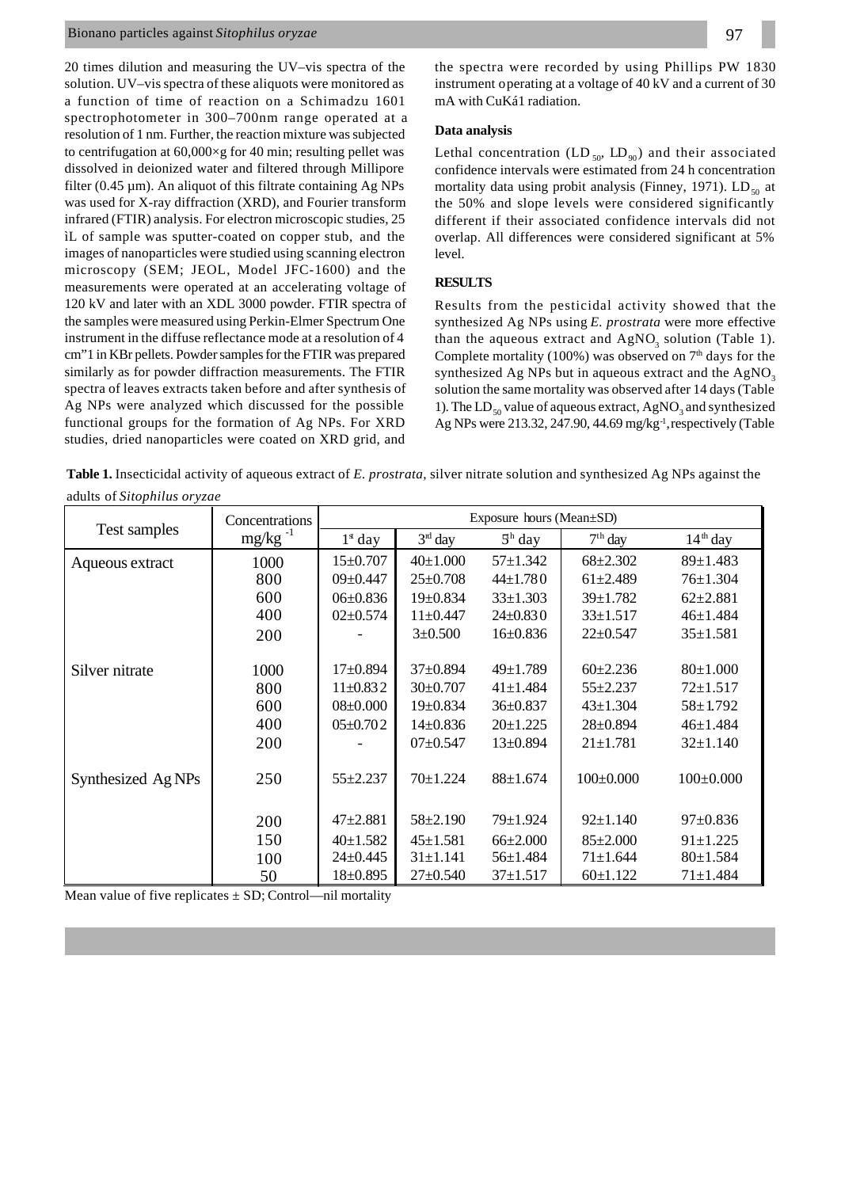20 times dilution and measuring the UV–vis spectra of the solution. UV–vis spectra of these aliquots were monitored as a function of time of reaction on a Schimadzu 1601 spectrophotometer in 300–700nm range operated at a resolution of 1 nm. Further, the reaction mixture was subjected to centrifugation at 60,000×g for 40 min; resulting pellet was dissolved in deionized water and filtered through Millipore filter (0.45 µm). An aliquot of this filtrate containing Ag NPs was used for X-ray diffraction (XRD), and Fourier transform infrared (FTIR) analysis. For electron microscopic studies, 25 ìL of sample was sputter-coated on copper stub, and the images of nanoparticles were studied using scanning electron microscopy (SEM; JEOL, Model JFC-1600) and the measurements were operated at an accelerating voltage of 120 kV and later with an XDL 3000 powder. FTIR spectra of the samples were measured using Perkin-Elmer Spectrum One instrument in the diffuse reflectance mode at a resolution of 4 cm"1 in KBr pellets. Powder samples for the FTIR was prepared similarly as for powder diffraction measurements. The FTIR spectra of leaves extracts taken before and after synthesis of Ag NPs were analyzed which discussed for the possible functional groups for the formation of Ag NPs. For XRD studies, dried nanoparticles were coated on XRD grid, and the spectra were recorded by using Phillips PW 1830 instrument operating at a voltage of 40 kV and a current of 30 mA with CuKá1 radiation.

### Data analysis

Lethal concentration ($LD_{50}$, $LD_{90}$) and their associated confidence intervals were estimated from 24 h concentration mortality data using probit analysis (Finney, 1971). $LD_{50}$ at the 50% and slope levels were considered significantly different if their associated confidence intervals did not overlap. All differences were considered significant at 5% level.

## RESULTS

Results from the pesticidal activity showed that the synthesized Ag NPs using *E. prostrata* were more effective than the aqueous extract and $AgNO_3$ solution (Table 1). Complete mortality (100%) was observed on 7[th] days for the synthesized Ag NPs but in aqueous extract and the $AgNO_3$ solution the same mortality was observed after 14 days (Table 1). The $LD_{50}$ value of aqueous extract, $AgNO_3$ and synthesized Ag NPs were 213.32, 247.90, 44.69 mg/kg$^{-1}$, respectively (Table

**Table 1.** Insecticidal activity of aqueous extract of *E. prostrata*, silver nitrate solution and synthesized Ag NPs against the adults of *Sitophilus oryzae*

| Test samples | Concentrations mg/kg$^{-1}$ | Exposure hours (Mean±SD) | | | | |
|---|---|---|---|---|---|---|
| | | 1[st] day | 3[rd] day | 5[th] day | 7[th] day | 14[th] day |
| Aqueous extract | 1000 | 15±0.707 | 40±1.000 | 57±1.342 | 68±2.302 | 89±1.483 |
| | 800 | 09±0.447 | 25±0.708 | 44±1.780 | 61±2.489 | 76±1.304 |
| | 600 | 06±0.836 | 19±0.834 | 33±1.303 | 39±1.782 | 62±2.881 |
| | 400 | 02±0.574 | 11±0.447 | 24±0.830 | 33±1.517 | 46±1.484 |
| | 200 | - | 3±0.500 | 16±0.836 | 22±0.547 | 35±1.581 |
| Silver nitrate | 1000 | 17±0.894 | 37±0.894 | 49±1.789 | 60±2.236 | 80±1.000 |
| | 800 | 11±0.832 | 30±0.707 | 41±1.484 | 55±2.237 | 72±1.517 |
| | 600 | 08±0.000 | 19±0.834 | 36±0.837 | 43±1.304 | 58±1.792 |
| | 400 | 05±0.702 | 14±0.836 | 20±1.225 | 28±0.894 | 46±1.484 |
| | 200 | - | 07±0.547 | 13±0.894 | 21±1.781 | 32±1.140 |
| Synthesized Ag NPs | 250 | 55±2.237 | 70±1.224 | 88±1.674 | 100±0.000 | 100±0.000 |
| | 200 | 47±2.881 | 58±2.190 | 79±1.924 | 92±1.140 | 97±0.836 |
| | 150 | 40±1.582 | 45±1.581 | 66±2.000 | 85±2.000 | 91±1.225 |
| | 100 | 24±0.445 | 31±1.141 | 56±1.484 | 71±1.644 | 80±1.584 |
| | 50 | 18±0.895 | 27±0.540 | 37±1.517 | 60±1.122 | 71±1.484 |

Mean value of five replicates ± SD; Control—nil mortality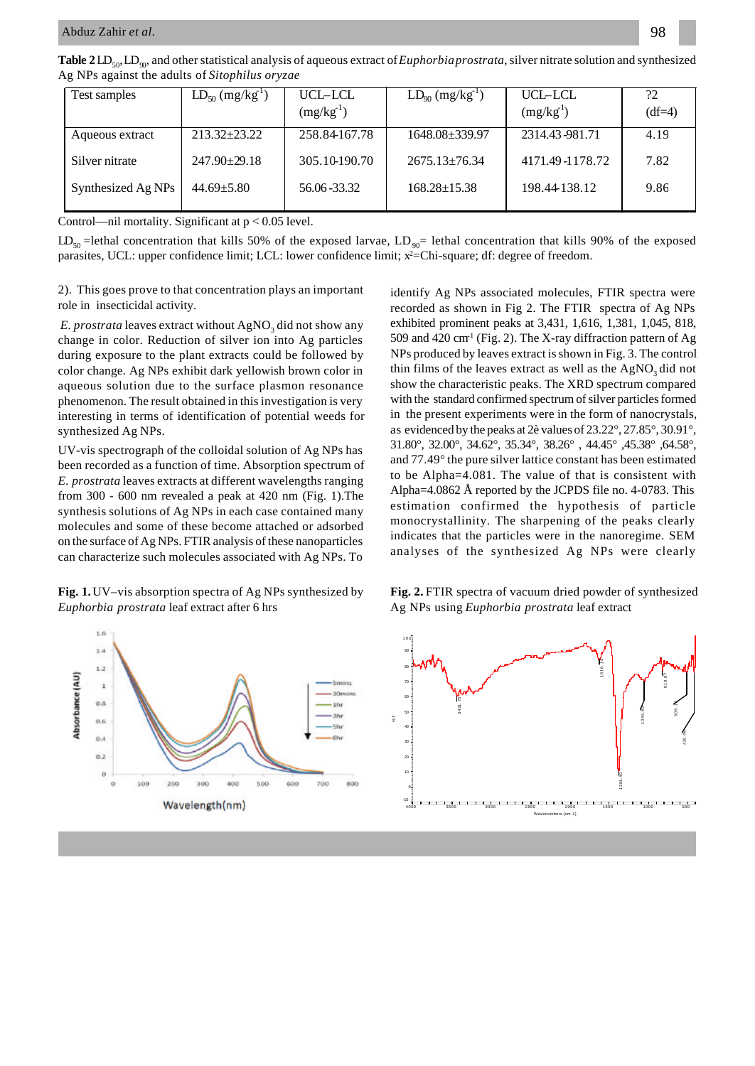**Table 2** $LD_{50}$, $LD_{90}$, and other statistical analysis of aqueous extract of *Euphorbia prostrata*, silver nitrate solution and synthesized Ag NPs against the adults of *Sitophilus oryzae*

| Test samples | $LD_{50}$ (mg/kg$^{-1}$) | UCL–LCL (mg/kg$^{-1}$) | $LD_{90}$ (mg/kg$^{-1}$) | UCL–LCL (mg/kg$^{-1}$) | ?2 (df=4) |
|---|---|---|---|---|---|
| Aqueous extract | 213.32±23.22 | 258.84-167.78 | 1648.08±339.97 | 2314.43-981.71 | 4.19 |
| Silver nitrate | 247.90±29.18 | 305.10-190.70 | 2675.13±76.34 | 4171.49-1178.72 | 7.82 |
| Synthesized Ag NPs | 44.69±5.80 | 56.06-33.32 | 168.28±15.38 | 198.44-138.12 | 9.86 |

Control—nil mortality. Significant at $p < 0.05$ level.

$LD_{50}$ =lethal concentration that kills 50% of the exposed larvae, $LD_{90}$= lethal concentration that kills 90% of the exposed parasites, UCL: upper confidence limit; LCL: lower confidence limit; $x^2$=Chi-square; df: degree of freedom.

2). This goes prove to that concentration plays an important role in insecticidal activity.

*E. prostrata* leaves extract without $AgNO_3$ did not show any change in color. Reduction of silver ion into Ag particles during exposure to the plant extracts could be followed by color change. Ag NPs exhibit dark yellowish brown color in aqueous solution due to the surface plasmon resonance phenomenon. The result obtained in this investigation is very interesting in terms of identification of potential weeds for synthesized Ag NPs.

UV-vis spectrograph of the colloidal solution of Ag NPs has been recorded as a function of time. Absorption spectrum of *E. prostrata* leaves extracts at different wavelengths ranging from 300 - 600 nm revealed a peak at 420 nm (Fig. 1).The synthesis solutions of Ag NPs in each case contained many molecules and some of these become attached or adsorbed on the surface of Ag NPs. FTIR analysis of these nanoparticles can characterize such molecules associated with Ag NPs. To identify Ag NPs associated molecules, FTIR spectra were recorded as shown in Fig 2. The FTIR spectra of Ag NPs exhibited prominent peaks at 3,431, 1,616, 1,381, 1,045, 818, 509 and 420 cm$^{-1}$ (Fig. 2). The X-ray diffraction pattern of Ag NPs produced by leaves extract is shown in Fig. 3. The control thin films of the leaves extract as well as the $AgNO_3$ did not show the characteristic peaks. The XRD spectrum compared with the standard confirmed spectrum of silver particles formed in the present experiments were in the form of nanocrystals, as evidenced by the peaks at 2è values of 23.22°, 27.85°, 30.91°, 31.80°, 32.00°, 34.62°, 35.34°, 38.26° , 44.45° ,45.38° ,64.58°, and 77.49° the pure silver lattice constant has been estimated to be Alpha=4.081. The value of that is consistent with Alpha=4.0862 Å reported by the JCPDS file no. 4-0783. This estimation confirmed the hypothesis of particle monocrystallinity. The sharpening of the peaks clearly indicates that the particles were in the nanoregime. SEM analyses of the synthesized Ag NPs were clearly

**Fig. 1.** UV–vis absorption spectra of Ag NPs synthesized by *Euphorbia prostrata* leaf extract after 6 hrs

**Fig. 2.** FTIR spectra of vacuum dried powder of synthesized Ag NPs using *Euphorbia prostrata* leaf extract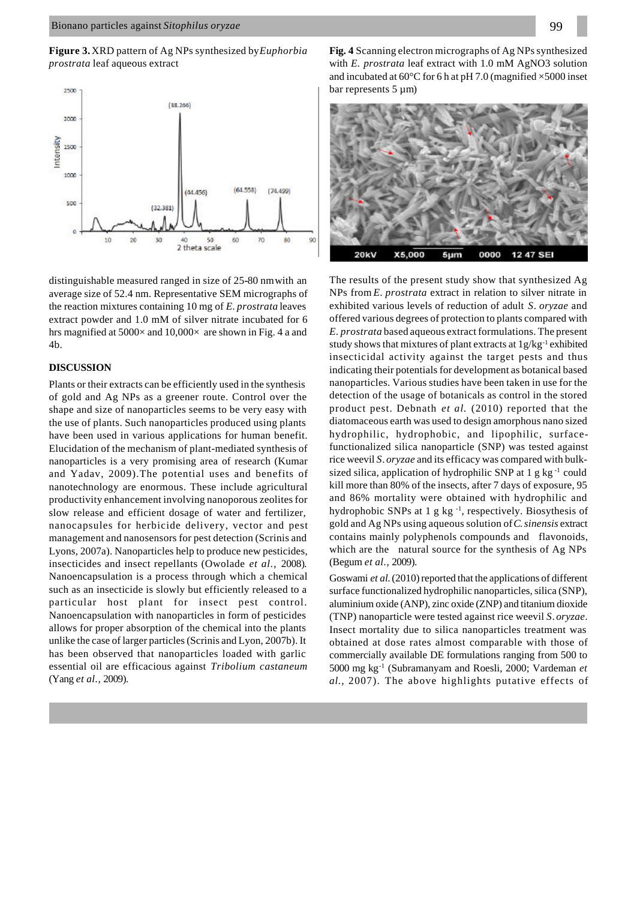**Figure 3.** XRD pattern of Ag NPs synthesized by *Euphorbia prostrata* leaf aqueous extract

**Fig. 4** Scanning electron micrographs of Ag NPs synthesized with *E. prostrata* leaf extract with 1.0 mM AgNO3 solution and incubated at 60°C for 6 h at pH 7.0 (magnified ×5000 inset bar represents 5 µm)

distinguishable measured ranged in size of 25-80 nm with an average size of 52.4 nm. Representative SEM micrographs of the reaction mixtures containing 10 mg of *E. prostrata* leaves extract powder and 1.0 mM of silver nitrate incubated for 6 hrs magnified at 5000× and 10,000× are shown in Fig. 4 a and 4b.

## DISCUSSION

Plants or their extracts can be efficiently used in the synthesis of gold and Ag NPs as a greener route. Control over the shape and size of nanoparticles seems to be very easy with the use of plants. Such nanoparticles produced using plants have been used in various applications for human benefit. Elucidation of the mechanism of plant-mediated synthesis of nanoparticles is a very promising area of research (Kumar and Yadav, 2009).The potential uses and benefits of nanotechnology are enormous. These include agricultural productivity enhancement involving nanoporous zeolites for slow release and efficient dosage of water and fertilizer, nanocapsules for herbicide delivery, vector and pest management and nanosensors for pest detection (Scrinis and Lyons, 2007a). Nanoparticles help to produce new pesticides, insecticides and insect repellants (Owolade *et al.*, 2008). Nanoencapsulation is a process through which a chemical such as an insecticide is slowly but efficiently released to a particular host plant for insect pest control. Nanoencapsulation with nanoparticles in form of pesticides allows for proper absorption of the chemical into the plants unlike the case of larger particles (Scrinis and Lyon, 2007b). It has been observed that nanoparticles loaded with garlic essential oil are efficacious against *Tribolium castaneum* (Yang *et al.*, 2009).

The results of the present study show that synthesized Ag NPs from *E. prostrata* extract in relation to silver nitrate in exhibited various levels of reduction of adult *S. oryzae* and offered various degrees of protection to plants compared with *E. prostrata* based aqueous extract formulations. The present study shows that mixtures of plant extracts at 1g/kg$^{-1}$ exhibited insecticidal activity against the target pests and thus indicating their potentials for development as botanical based nanoparticles. Various studies have been taken in use for the detection of the usage of botanicals as control in the stored product pest. Debnath *et al.* (2010) reported that the diatomaceous earth was used to design amorphous nano sized hydrophilic, hydrophobic, and lipophilic, surface-functionalized silica nanoparticle (SNP) was tested against rice weevil *S. oryzae* and its efficacy was compared with bulk-sized silica, application of hydrophilic SNP at 1 g kg$^{-1}$ could kill more than 80% of the insects, after 7 days of exposure, 95 and 86% mortality were obtained with hydrophilic and hydrophobic SNPs at 1 g kg$^{-1}$, respectively. Biosynthesis of gold and Ag NPs using aqueous solution of *C. sinensis* extract contains mainly polyphenols compounds and flavonoids, which are the natural source for the synthesis of Ag NPs (Begum *et al.*, 2009).

Goswami *et al.* (2010) reported that the applications of different surface functionalized hydrophilic nanoparticles, silica (SNP), aluminium oxide (ANP), zinc oxide (ZNP) and titanium dioxide (TNP) nanoparticle were tested against rice weevil *S. oryzae*. Insect mortality due to silica nanoparticles treatment was obtained at dose rates almost comparable with those of commercially available DE formulations ranging from 500 to 5000 mg kg$^{-1}$ (Subramanyam and Roesli, 2000; Vardeman *et al.*, 2007). The above highlights putative effects of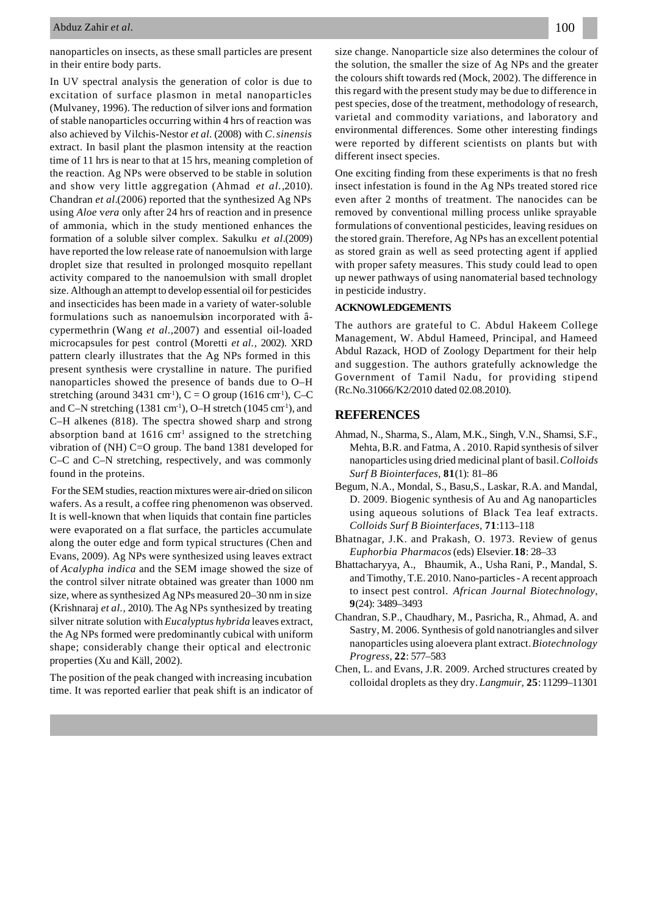nanoparticles on insects, as these small particles are present in their entire body parts.

In UV spectral analysis the generation of color is due to excitation of surface plasmon in metal nanoparticles (Mulvaney, 1996). The reduction of silver ions and formation of stable nanoparticles occurring within 4 hrs of reaction was also achieved by Vilchis-Nestor *et al.* (2008) with *C. sinensis* extract. In basil plant the plasmon intensity at the reaction time of 11 hrs is near to that at 15 hrs, meaning completion of the reaction. Ag NPs were observed to be stable in solution and show very little aggregation (Ahmad *et al.*,2010). Chandran *et al*.(2006) reported that the synthesized Ag NPs using *Aloe vera* only after 24 hrs of reaction and in presence of ammonia, which in the study mentioned enhances the formation of a soluble silver complex. Sakulku *et al*.(2009) have reported the low release rate of nanoemulsion with large droplet size that resulted in prolonged mosquito repellant activity compared to the nanoemulsion with small droplet size. Although an attempt to develop essential oil for pesticides and insecticides has been made in a variety of water-soluble formulations such as nanoemulsion incorporated with â-cypermethrin (Wang *et al.*,2007) and essential oil-loaded microcapsules for pest control (Moretti *et al.*, 2002). XRD pattern clearly illustrates that the Ag NPs formed in this present synthesis were crystalline in nature. The purified nanoparticles showed the presence of bands due to O–H stretching (around 3431 $cm^{-1}$), C = O group (1616 $cm^{-1}$), C–C and C–N stretching (1381 $cm^{-1}$), O–H stretch (1045 $cm^{-1}$), and C–H alkenes (818). The spectra showed sharp and strong absorption band at 1616 $cm^{-1}$ assigned to the stretching vibration of (NH) C=O group. The band 1381 developed for C–C and C–N stretching, respectively, and was commonly found in the proteins.

For the SEM studies, reaction mixtures were air-dried on silicon wafers. As a result, a coffee ring phenomenon was observed. It is well-known that when liquids that contain fine particles were evaporated on a flat surface, the particles accumulate along the outer edge and form typical structures (Chen and Evans, 2009). Ag NPs were synthesized using leaves extract of *Acalypha indica* and the SEM image showed the size of the control silver nitrate obtained was greater than 1000 nm size, where as synthesized Ag NPs measured 20–30 nm in size (Krishnaraj *et al.*, 2010). The Ag NPs synthesized by treating silver nitrate solution with *Eucalyptus hybrida* leaves extract, the Ag NPs formed were predominantly cubical with uniform shape; considerably change their optical and electronic properties (Xu and Käll, 2002).

The position of the peak changed with increasing incubation time. It was reported earlier that peak shift is an indicator of size change. Nanoparticle size also determines the colour of the solution, the smaller the size of Ag NPs and the greater the colours shift towards red (Mock, 2002). The difference in this regard with the present study may be due to difference in pest species, dose of the treatment, methodology of research, varietal and commodity variations, and laboratory and environmental differences. Some other interesting findings were reported by different scientists on plants but with different insect species.

One exciting finding from these experiments is that no fresh insect infestation is found in the Ag NPs treated stored rice even after 2 months of treatment. The nanocides can be removed by conventional milling process unlike sprayable formulations of conventional pesticides, leaving residues on the stored grain. Therefore, Ag NPs has an excellent potential as stored grain as well as seed protecting agent if applied with proper safety measures. This study could lead to open up newer pathways of using nanomaterial based technology in pesticide industry.

### ACKNOWLEDGEMENTS

The authors are grateful to C. Abdul Hakeem College Management, W. Abdul Hameed, Principal, and Hameed Abdul Razack, HOD of Zoology Department for their help and suggestion. The authors gratefully acknowledge the Government of Tamil Nadu, for providing stipend (Rc.No.31066/K2/2010 dated 02.08.2010).

## REFERENCES

Ahmad, N., Sharma, S., Alam, M.K., Singh, V.N., Shamsi, S.F., Mehta, B.R. and Fatma, A . 2010. Rapid synthesis of silver nanoparticles using dried medicinal plant of basil. *Colloids Surf B Biointerfaces*, **81**(1): 81–86

Begum, N.A., Mondal, S., Basu,S., Laskar, R.A. and Mandal, D. 2009. Biogenic synthesis of Au and Ag nanoparticles using aqueous solutions of Black Tea leaf extracts. *Colloids Surf B Biointerfaces*, **71**:113–118

Bhatnagar, J.K. and Prakash, O. 1973. Review of genus *Euphorbia Pharmacos* (eds) Elsevier. **18**: 28–33

Bhattacharyya, A., Bhaumik, A., Usha Rani, P., Mandal, S. and Timothy, T.E. 2010. Nano-particles - A recent approach to insect pest control. *African Journal Biotechnology*, **9**(24): 3489–3493

Chandran, S.P., Chaudhary, M., Pasricha, R., Ahmad, A. and Sastry, M. 2006. Synthesis of gold nanotriangles and silver nanoparticles using aloevera plant extract. *Biotechnology Progress*, **22**: 577–583

Chen, L. and Evans, J.R. 2009. Arched structures created by colloidal droplets as they dry. *Langmuir*, **25**: 11299–11301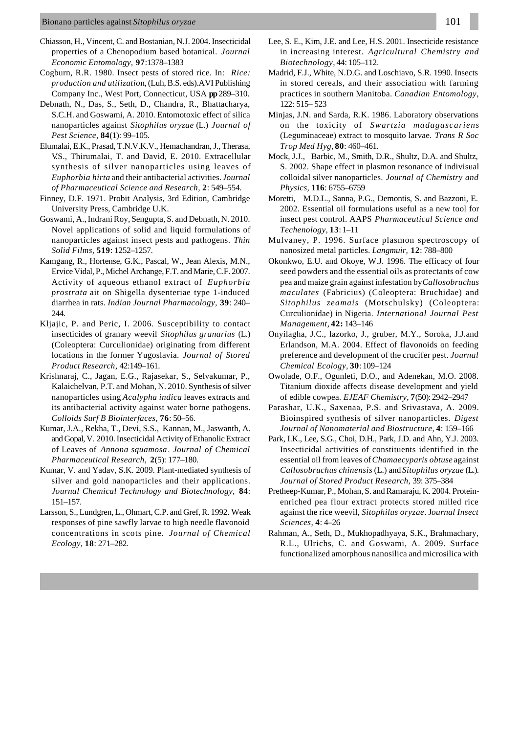Chiasson, H., Vincent, C. and Bostanian, N.J. 2004. Insecticidal properties of a Chenopodium based botanical. *Journal Economic Entomology,* **97**:1378–1383

Cogburn, R.R. 1980. Insect pests of stored rice. In: *Rice: production and utilizatio*n, (Luh, B.S. eds).AVI Publishing Company Inc., West Port, Connecticut, USA **pp** 289–310.

Debnath, N., Das, S., Seth, D., Chandra, R., Bhattacharya, S.C.H. and Goswami, A. 2010. Entomotoxic effect of silica nanoparticles against *Sitophilus oryzae* (L.) *Journal of Pest Science,* **84**(1): 99–105.

Elumalai, E.K., Prasad, T.N.V.K.V., Hemachandran, J., Therasa, V.S., Thirumalai, T. and David, E. 2010. Extracellular synthesis of silver nanoparticles using leaves of *Euphorbia hirta* and their antibacterial activities. *Journal of Pharmaceutical Science and Research,* **2**: 549–554.

Finney, D.F. 1971. Probit Analysis, 3rd Edition, Cambridge University Press, Cambridge U.K.

Goswami, A., Indrani Roy, Sengupta, S. and Debnath, N. 2010. Novel applications of solid and liquid formulations of nanoparticles against insect pests and pathogens. *Thin Solid Films,* **519**: 1252–1257.

Kamgang, R., Hortense, G.K., Pascal, W., Jean Alexis, M.N., Ervice Vidal, P., Michel Archange, F.T. and Marie, C.F. 2007. Activity of aqueous ethanol extract of *Euphorbia prostrata* ait on Shigella dysenteriae type 1-induced diarrhea in rats. *Indian Journal Pharmacology,* **39**: 240–244.

Kljajic, P. and Peric, I. 2006. Susceptibility to contact insecticides of granary weevil *Sitophilus granarius* (L.) (Coleoptera: Curculionidae) originating from different locations in the former Yugoslavia. *Journal of Stored Product Research,* 42:149–161.

Krishnaraj, C., Jagan, E.G., Rajasekar, S., Selvakumar, P., Kalaichelvan, P.T. and Mohan, N. 2010. Synthesis of silver nanoparticles using *Acalypha indica* leaves extracts and its antibacterial activity against water borne pathogens. *Colloids Surf B Biointerfaces*, **76**: 50–56.

Kumar, J.A., Rekha, T., Devi, S.S., Kannan, M., Jaswanth, A. and Gopal, V. 2010. Insecticidal Activity of Ethanolic Extract of Leaves of *Annona squamosa*. *Journal of Chemical Pharmaceutical Research,* **2**(5): 177–180.

Kumar, V. and Yadav, S.K. 2009. Plant-mediated synthesis of silver and gold nanoparticles and their applications. *Journal Chemical Technology and Biotechnology*, **84**: 151–157.

Larsson, S., Lundgren, L., Ohmart, C.P. and Gref, R. 1992. Weak responses of pine sawfly larvae to high needle flavonoid concentrations in scots pine. *Journal of Chemical Ecology,* **18**: 271–282.

Lee, S. E., Kim, J.E. and Lee, H.S. 2001. Insecticide resistance in increasing interest. *Agricultural Chemistry and Biotechnology*, 44: 105–112.

Madrid, F.J., White, N.D.G. and Loschiavo, S.R. 1990. Insects in stored cereals, and their association with farming practices in southern Manitoba. *Canadian Entomology*, 122: 515– 523

Minjas, J.N. and Sarda, R.K. 1986. Laboratory observations on the toxicity of *Swartzia madagascariens* (Leguminaceae) extract to mosquito larvae. *Trans R Soc Trop Med Hyg,* **80**: 460–461.

Mock, J.J., Barbic, M., Smith, D.R., Shultz, D.A. and Shultz, S. 2002. Shape effect in plasmon resonance of indivisual colloidal silver nanoparticles. *Journal of Chemistry and Physics,* **116**: 6755–6759

Moretti, M.D.L., Sanna, P.G., Demontis, S. and Bazzoni, E. 2002. Essential oil formulations useful as a new tool for insect pest control. AAPS *Pharmaceutical Science and Techenology,* **13**: 1–11

Mulvaney, P. 1996. Surface plasmon spectroscopy of nanosized metal particles. *Langmuir,* **12**: 788–800

Okonkwo, E.U. and Okoye, W.J. 1996. The efficacy of four seed powders and the essential oils as protectants of cow pea and maize grain against infestation by*Callosobruchus maculates* (Fabricius) (Coleoptera: Bruchidae) and *Sitophilus zeamais* (Motschulsky) (Coleoptera: Curculionidae) in Nigeria. *International Journal Pest Management,* **42:** 143–146

Onyilagha, J.C., lazorko, J., gruber, M.Y., Soroka, J.J.and Erlandson, M.A. 2004. Effect of flavonoids on feeding preference and development of the crucifer pest. *Journal Chemical Ecology,* **30**: 109–124

Owolade, O.F., Ogunleti, D.O., and Adenekan, M.O. 2008. Titanium dioxide affects disease development and yield of edible cowpea. *EJEAF Chemistry*, **7**(50): 2942–2947

Parashar, U.K., Saxenaa, P.S. and Srivastava, A. 2009. Bioinspired synthesis of silver nanoparticles. *Digest Journal of Nanomaterial and Biostructure*, **4**: 159–166

Park, I.K., Lee, S.G., Choi, D.H., Park, J.D. and Ahn, Y.J. 2003. Insecticidal activities of constituents identified in the essential oil from leaves of *Chamaecyparis obtuse* against *Callosobruchus chinensis* (L.) and *Sitophilus oryzae* (L.). *Journal of Stored Product Research,* 39: 375–384

Pretheep-Kumar, P., Mohan, S. and Ramaraju, K. 2004. Protein-enriched pea flour extract protects stored milled rice against the rice weevil, *Sitophilus oryzae*. J*ournal Insect Sciences,* **4**: 4–26

Rahman, A., Seth, D., Mukhopadhyaya, S.K., Brahmachary, R.L., Ulrichs, C. and Goswami, A. 2009. Surface functionalized amorphous nanosilica and microsilica with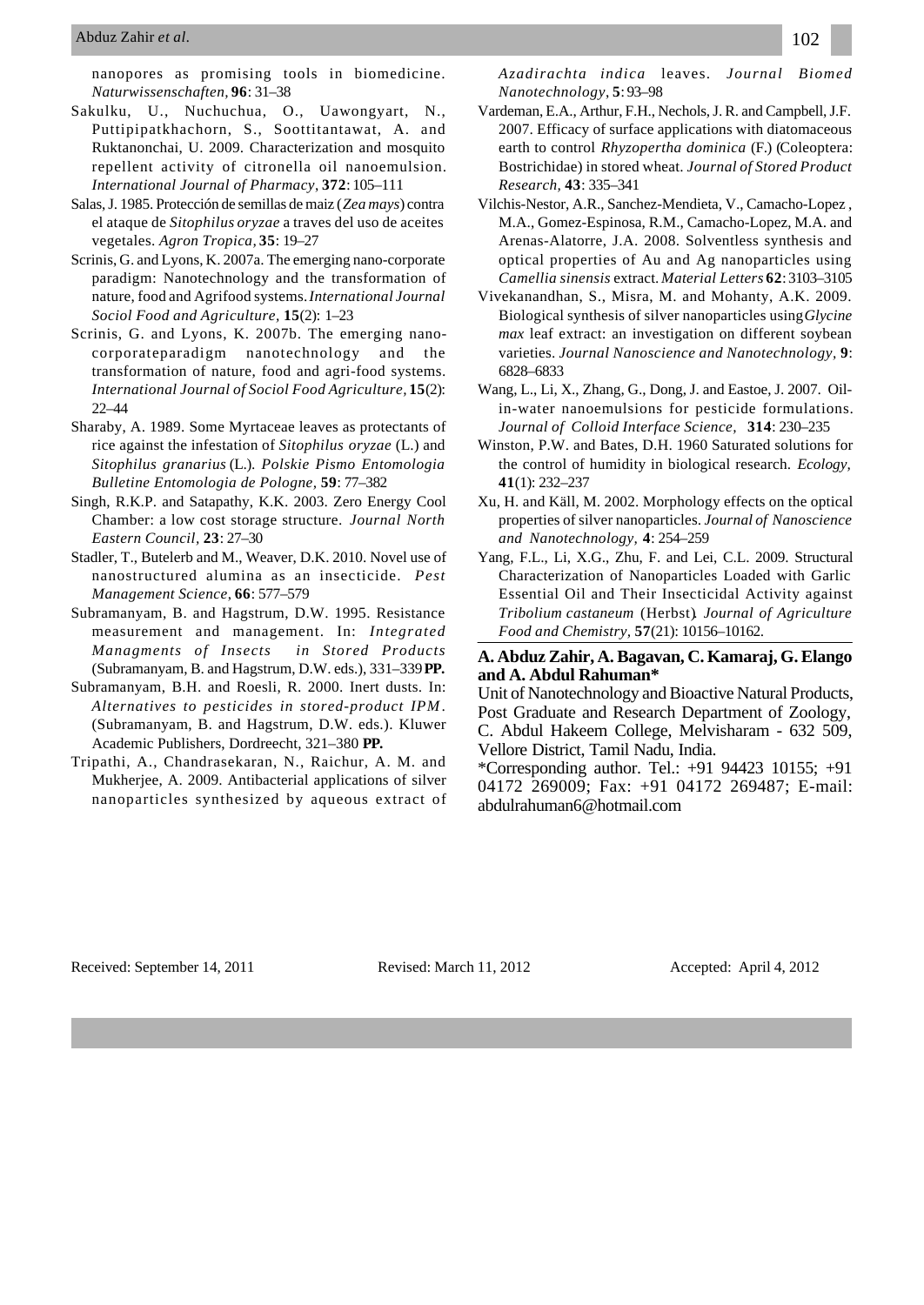nanopores as promising tools in biomedicine. *Naturwissenschaften*, **96**: 31–38

Sakulku, U., Nuchuchua, O., Uawongyart, N., Puttipipatkhachorn, S., Soottitantawat, A. and Ruktanonchai, U. 2009. Characterization and mosquito repellent activity of citronella oil nanoemulsion. *International Journal of Pharmacy*, **372**: 105–111

Salas, J. 1985. Protección de semillas de maiz (*Zea mays*) contra el ataque de *Sitophilus oryzae* a traves del uso de aceites vegetales. *Agron Tropica*, **35**: 19–27

Scrinis, G. and Lyons, K. 2007a. The emerging nano-corporate paradigm: Nanotechnology and the transformation of nature, food and Agrifood systems. *International Journal Sociol Food and Agriculture*, **15**(2): 1–23

Scrinis, G. and Lyons, K. 2007b. The emerging nano-corporateparadigm nanotechnology and the transformation of nature, food and agri-food systems. *International Journal of Sociol Food Agriculture*, **15**(2): 22–44

Sharaby, A. 1989. Some Myrtaceae leaves as protectants of rice against the infestation of *Sitophilus oryzae* (L.) and *Sitophilus granarius* (L.). *Polskie Pismo Entomologia Bulletine Entomologia de Pologne*, **59**: 77–382

Singh, R.K.P. and Satapathy, K.K. 2003. Zero Energy Cool Chamber: a low cost storage structure. *Journal North Eastern Council*, **23**: 27–30

Stadler, T., Butelerb and M., Weaver, D.K. 2010. Novel use of nanostructured alumina as an insecticide. *Pest Management Science*, **66**: 577–579

Subramanyam, B. and Hagstrum, D.W. 1995. Resistance measurement and management. In: *Integrated Managments of Insects in Stored Products* (Subramanyam, B. and Hagstrum, D.W. eds.), 331–339 **PP.**

Subramanyam, B.H. and Roesli, R. 2000. Inert dusts. In: *Alternatives to pesticides in stored-product IPM*. (Subramanyam, B. and Hagstrum, D.W. eds.). Kluwer Academic Publishers, Dordreecht, 321–380 **PP.**

Tripathi, A., Chandrasekaran, N., Raichur, A. M. and Mukherjee, A. 2009. Antibacterial applications of silver nanoparticles synthesized by aqueous extract of *Azadirachta indica* leaves. *Journal Biomed Nanotechnology*, **5**: 93–98

Vardeman, E.A., Arthur, F.H., Nechols, J. R. and Campbell, J.F. 2007. Efficacy of surface applications with diatomaceous earth to control *Rhyzopertha dominica* (F.) (Coleoptera: Bostrichidae) in stored wheat. *Journal of Stored Product Research*, **43**: 335–341

Vilchis-Nestor, A.R., Sanchez-Mendieta, V., Camacho-Lopez , M.A., Gomez-Espinosa, R.M., Camacho-Lopez, M.A. and Arenas-Alatorre, J.A. 2008. Solventless synthesis and optical properties of Au and Ag nanoparticles using *Camellia sinensis* extract. *Material Letters* **62**: 3103–3105

Vivekanandhan, S., Misra, M. and Mohanty, A.K. 2009. Biological synthesis of silver nanoparticles using *Glycine max* leaf extract: an investigation on different soybean varieties. *Journal Nanoscience and Nanotechnology*, **9**: 6828–6833

Wang, L., Li, X., Zhang, G., Dong, J. and Eastoe, J. 2007. Oil-in-water nanoemulsions for pesticide formulations. *Journal of Colloid Interface Science*, **314**: 230–235

Winston, P.W. and Bates, D.H. 1960 Saturated solutions for the control of humidity in biological research. *Ecology*, **41**(1): 232–237

Xu, H. and Käll, M. 2002. Morphology effects on the optical properties of silver nanoparticles. *Journal of Nanoscience and Nanotechnology*, **4**: 254–259

Yang, F.L., Li, X.G., Zhu, F. and Lei, C.L. 2009. Structural Characterization of Nanoparticles Loaded with Garlic Essential Oil and Their Insecticidal Activity against *Tribolium castaneum* (Herbst). *Journal of Agriculture Food and Chemistry*, **57**(21): 10156–10162.

**A. Abduz Zahir, A. Bagavan, C. Kamaraj, G. Elango and A. Abdul Rahuman***

Unit of Nanotechnology and Bioactive Natural Products, Post Graduate and Research Department of Zoology, C. Abdul Hakeem College, Melvisharam - 632 509, Vellore District, Tamil Nadu, India.

*Corresponding author. Tel.: +91 94423 10155; +91 04172 269009; Fax: +91 04172 269487; E-mail: abdulrahuman6@hotmail.com

Received: September 14, 2011 Revised: March 11, 2012 Accepted: April 4, 2012